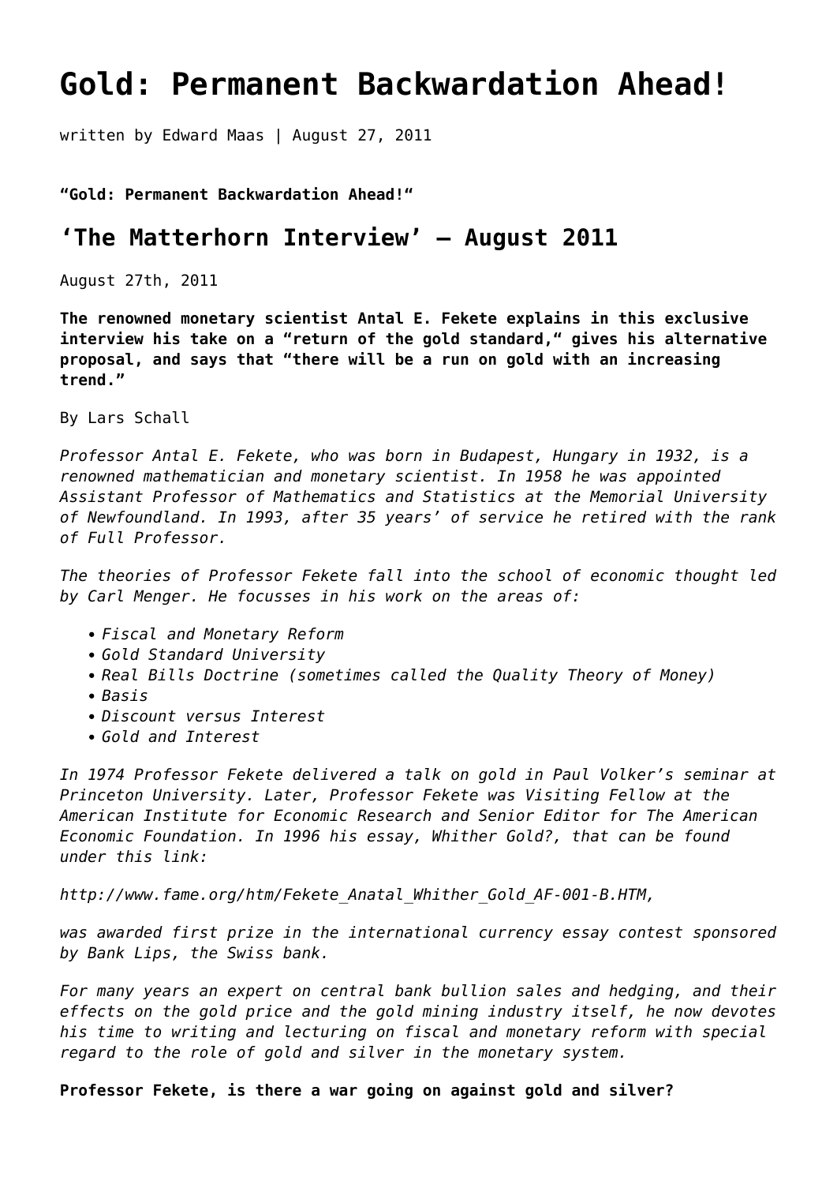# Gold: Permanent Backwardation Ahead!

written by Edward Maas | August 27, 2011

**"Gold: Permanent Backwardation Ahead!"**

## 'The Matterhorn Interview' – August 2011

August 27th, 2011

**The renowned monetary scientist Antal E. Fekete explains in this exclusive interview his take on a "return of the gold standard," gives his alternative proposal, and says that "there will be a run on gold with an increasing trend."**

By Lars Schall

*Professor Antal E. Fekete, who was born in Budapest, Hungary in 1932, is a renowned mathematician and monetary scientist. In 1958 he was appointed Assistant Professor of Mathematics and Statistics at the Memorial University of Newfoundland. In 1993, after 35 years' of service he retired with the rank of Full Professor.*

*The theories of Professor Fekete fall into the school of economic thought led by Carl Menger. He focusses in his work on the areas of:*

- *Fiscal and Monetary Reform*
- *Gold Standard University*
- *Real Bills Doctrine (sometimes called the Quality Theory of Money)*
- *Basis*
- *Discount versus Interest*
- *Gold and Interest*

*In 1974 Professor Fekete delivered a talk on gold in Paul Volker's seminar at Princeton University. Later, Professor Fekete was Visiting Fellow at the American Institute for Economic Research and Senior Editor for The American Economic Foundation. In 1996 his essay, Whither Gold?, that can be found under this link:*

*http://www.fame.org/htm/Fekete_Anatal_Whither_Gold_AF-001-B.HTM,*

*was awarded first prize in the international currency essay contest sponsored by Bank Lips, the Swiss bank.*

*For many years an expert on central bank bullion sales and hedging, and their effects on the gold price and the gold mining industry itself, he now devotes his time to writing and lecturing on fiscal and monetary reform with special regard to the role of gold and silver in the monetary system.*

**Professor Fekete, is there a war going on against gold and silver?**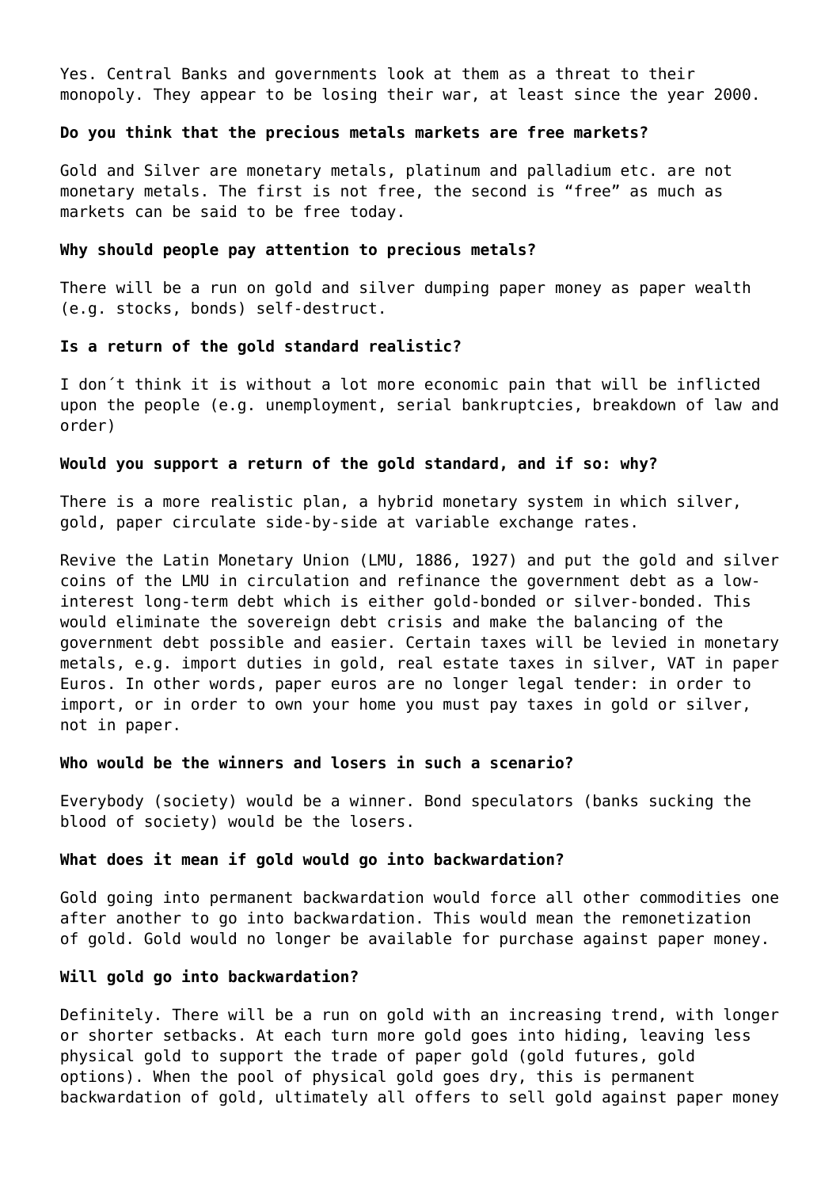Yes. Central Banks and governments look at them as a threat to their monopoly. They appear to be losing their war, at least since the year 2000.

**Do you think that the precious metals markets are free markets?**

Gold and Silver are monetary metals, platinum and palladium etc. are not monetary metals. The first is not free, the second is “free” as much as markets can be said to be free today.

**Why should people pay attention to precious metals?**

There will be a run on gold and silver dumping paper money as paper wealth (e.g. stocks, bonds) self-destruct.

**Is a return of the gold standard realistic?**

I don´t think it is without a lot more economic pain that will be inflicted upon the people (e.g. unemployment, serial bankruptcies, breakdown of law and order)

**Would you support a return of the gold standard, and if so: why?**

There is a more realistic plan, a hybrid monetary system in which silver, gold, paper circulate side-by-side at variable exchange rates.

Revive the Latin Monetary Union (LMU, 1886, 1927) and put the gold and silver coins of the LMU in circulation and refinance the government debt as a low-interest long-term debt which is either gold-bonded or silver-bonded. This would eliminate the sovereign debt crisis and make the balancing of the government debt possible and easier. Certain taxes will be levied in monetary metals, e.g. import duties in gold, real estate taxes in silver, VAT in paper Euros. In other words, paper euros are no longer legal tender: in order to import, or in order to own your home you must pay taxes in gold or silver, not in paper.

**Who would be the winners and losers in such a scenario?**

Everybody (society) would be a winner. Bond speculators (banks sucking the blood of society) would be the losers.

**What does it mean if gold would go into backwardation?**

Gold going into permanent backwardation would force all other commodities one after another to go into backwardation. This would mean the remonetization of gold. Gold would no longer be available for purchase against paper money.

**Will gold go into backwardation?**

Definitely. There will be a run on gold with an increasing trend, with longer or shorter setbacks. At each turn more gold goes into hiding, leaving less physical gold to support the trade of paper gold (gold futures, gold options). When the pool of physical gold goes dry, this is permanent backwardation of gold, ultimately all offers to sell gold against paper money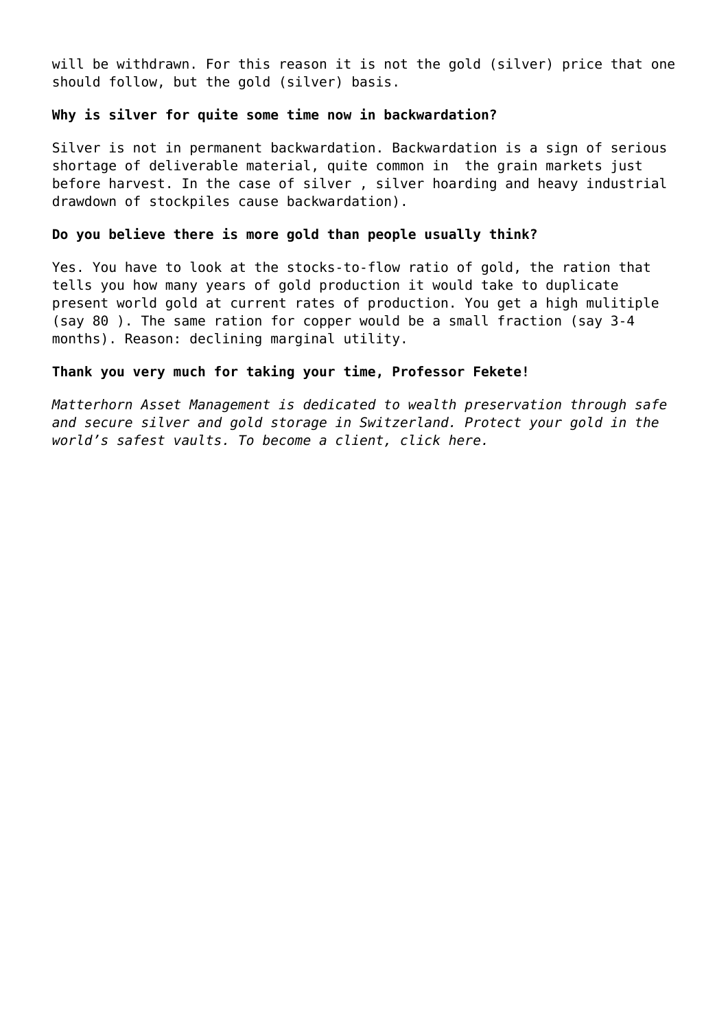will be withdrawn. For this reason it is not the gold (silver) price that one should follow, but the gold (silver) basis.

**Why is silver for quite some time now in backwardation?**

Silver is not in permanent backwardation. Backwardation is a sign of serious shortage of deliverable material, quite common in  the grain markets just before harvest. In the case of silver , silver hoarding and heavy industrial drawdown of stockpiles cause backwardation).

**Do you believe there is more gold than people usually think?**

Yes. You have to look at the stocks-to-flow ratio of gold, the ration that tells you how many years of gold production it would take to duplicate present world gold at current rates of production. You get a high mulitiple (say 80 ). The same ration for copper would be a small fraction (say 3-4 months). Reason: declining marginal utility.

**Thank you very much for taking your time, Professor Fekete!**

*Matterhorn Asset Management is dedicated to wealth preservation through safe and secure silver and gold storage in Switzerland. Protect your gold in the world's safest vaults. To become a client, click here.*